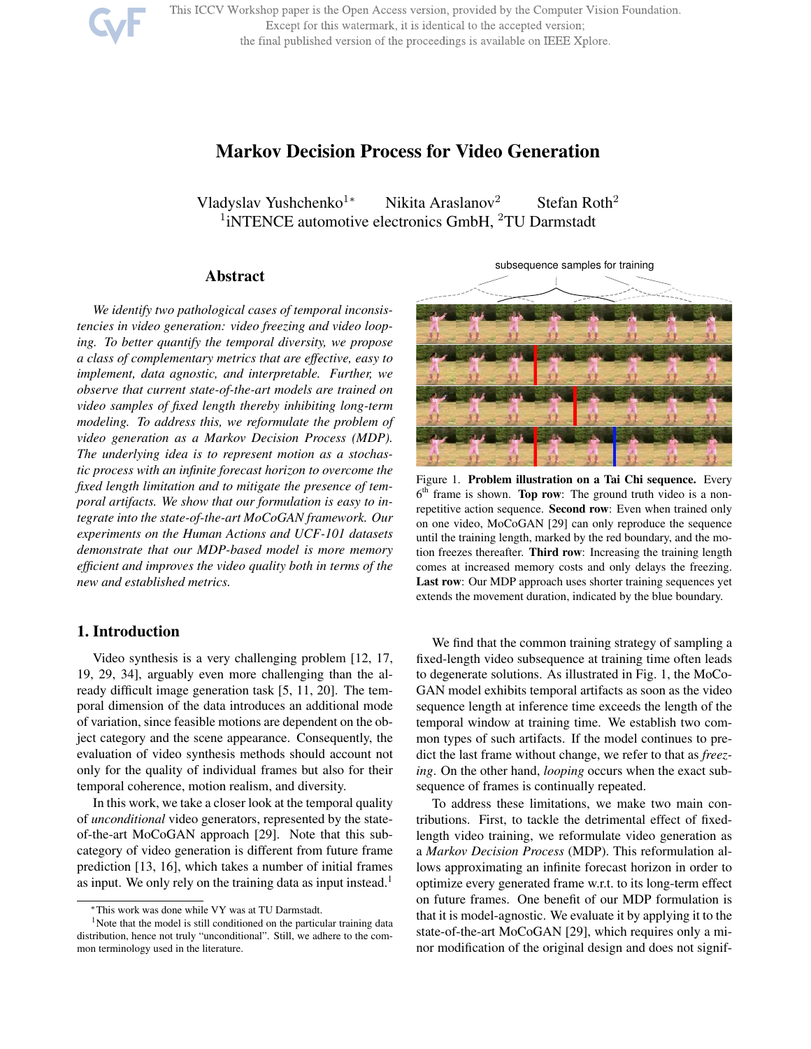# Markov Decision Process for Video Generation

Vladyslav Yushchenko[1*] Nikita Araslanov[2] Stefan Roth[2]

[1]iNTENCE automotive electronics GmbH, [2]TU Darmstadt

## Abstract

*We identify two pathological cases of temporal inconsistencies in video generation: video freezing and video looping. To better quantify the temporal diversity, we propose a class of complementary metrics that are effective, easy to implement, data agnostic, and interpretable. Further, we observe that current state-of-the-art models are trained on video samples of fixed length thereby inhibiting long-term modeling. To address this, we reformulate the problem of video generation as a Markov Decision Process (MDP). The underlying idea is to represent motion as a stochastic process with an infinite forecast horizon to overcome the fixed length limitation and to mitigate the presence of temporal artifacts. We show that our formulation is easy to integrate into the state-of-the-art MoCoGAN framework. Our experiments on the Human Actions and UCF-101 datasets demonstrate that our MDP-based model is more memory efficient and improves the video quality both in terms of the new and established metrics.*

Figure 1. **Problem illustration on a Tai Chi sequence.** Every 6th frame is shown. **Top row**: The ground truth video is a non-repetitive action sequence. **Second row**: Even when trained only on one video, MoCoGAN [29] can only reproduce the sequence until the training length, marked by the red boundary, and the motion freezes thereafter. **Third row**: Increasing the training length comes at increased memory costs and only delays the freezing. **Last row**: Our MDP approach uses shorter training sequences yet extends the movement duration, indicated by the blue boundary.

## 1. Introduction

Video synthesis is a very challenging problem [12, 17, 19, 29, 34], arguably even more challenging than the already difficult image generation task [5, 11, 20]. The temporal dimension of the data introduces an additional mode of variation, since feasible motions are dependent on the object category and the scene appearance. Consequently, the evaluation of video synthesis methods should account not only for the quality of individual frames but also for their temporal coherence, motion realism, and diversity.

In this work, we take a closer look at the temporal quality of *unconditional* video generators, represented by the state-of-the-art MoCoGAN approach [29]. Note that this subcategory of video generation is different from future frame prediction [13, 16], which takes a number of initial frames as input. We only rely on the training data as input instead.[1]

We find that the common training strategy of sampling a fixed-length video subsequence at training time often leads to degenerate solutions. As illustrated in Fig. 1, the MoCoGAN model exhibits temporal artifacts as soon as the video sequence length at inference time exceeds the length of the temporal window at training time. We establish two common types of such artifacts. If the model continues to predict the last frame without change, we refer to that as *freezing*. On the other hand, *looping* occurs when the exact subsequence of frames is continually repeated.

To address these limitations, we make two main contributions. First, to tackle the detrimental effect of fixed-length video training, we reformulate video generation as a *Markov Decision Process* (MDP). This reformulation allows approximating an infinite forecast horizon in order to optimize every generated frame w.r.t. to its long-term effect on future frames. One benefit of our MDP formulation is that it is model-agnostic. We evaluate it by applying it to the state-of-the-art MoCoGAN [29], which requires only a minor modification of the original design and does not signif-

[*]This work was done while VY was at TU Darmstadt.

[1]Note that the model is still conditioned on the particular training data distribution, hence not truly "unconditional". Still, we adhere to the common terminology used in the literature.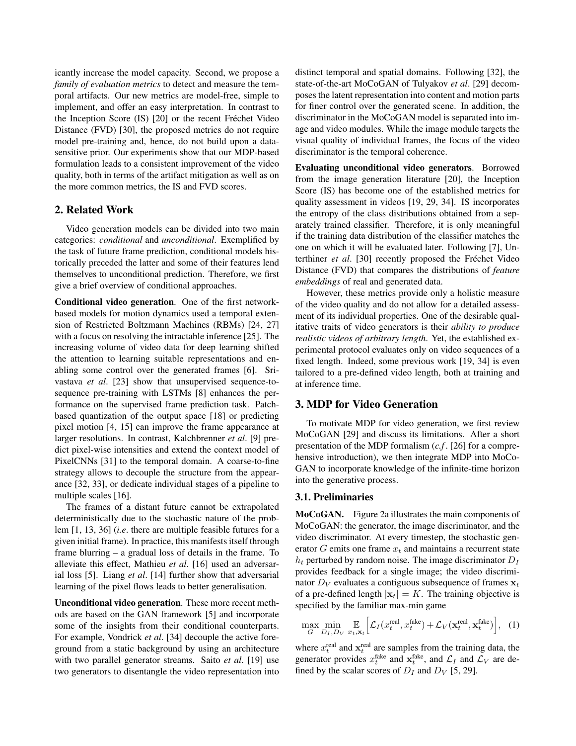icantly increase the model capacity. Second, we propose a *family of evaluation metrics* to detect and measure the temporal artifacts. Our new metrics are model-free, simple to implement, and offer an easy interpretation. In contrast to the Inception Score (IS) [20] or the recent Fréchet Video Distance (FVD) [30], the proposed metrics do not require model pre-training and, hence, do not build upon a data-sensitive prior. Our experiments show that our MDP-based formulation leads to a consistent improvement of the video quality, both in terms of the artifact mitigation as well as on the more common metrics, the IS and FVD scores.

## 2. Related Work

Video generation models can be divided into two main categories: *conditional* and *unconditional*. Exemplified by the task of future frame prediction, conditional models historically preceded the latter and some of their features lend themselves to unconditional prediction. Therefore, we first give a brief overview of conditional approaches.

**Conditional video generation**. One of the first network-based models for motion dynamics used a temporal extension of Restricted Boltzmann Machines (RBMs) [24, 27] with a focus on resolving the intractable inference [25]. The increasing volume of video data for deep learning shifted the attention to learning suitable representations and enabling some control over the generated frames [6]. Srivastava *et al*. [23] show that unsupervised sequence-to-sequence pre-training with LSTMs [8] enhances the performance on the supervised frame prediction task. Patch-based quantization of the output space [18] or predicting pixel motion [4, 15] can improve the frame appearance at larger resolutions. In contrast, Kalchbrenner *et al*. [9] predict pixel-wise intensities and extend the context model of PixelCNNs [31] to the temporal domain. A coarse-to-fine strategy allows to decouple the structure from the appearance [32, 33], or dedicate individual stages of a pipeline to multiple scales [16].

The frames of a distant future cannot be extrapolated deterministically due to the stochastic nature of the problem [1, 13, 36] (*i.e*. there are multiple feasible futures for a given initial frame). In practice, this manifests itself through frame blurring – a gradual loss of details in the frame. To alleviate this effect, Mathieu *et al*. [16] used an adversarial loss [5]. Liang *et al*. [14] further show that adversarial learning of the pixel flows leads to better generalisation.

**Unconditional video generation**. These more recent methods are based on the GAN framework [5] and incorporate some of the insights from their conditional counterparts. For example, Vondrick *et al*. [34] decouple the active foreground from a static background by using an architecture with two parallel generator streams. Saito *et al*. [19] use two generators to disentangle the video representation into distinct temporal and spatial domains. Following [32], the state-of-the-art MoCoGAN of Tulyakov *et al*. [29] decomposes the latent representation into content and motion parts for finer control over the generated scene. In addition, the discriminator in the MoCoGAN model is separated into image and video modules. While the image module targets the visual quality of individual frames, the focus of the video discriminator is the temporal coherence.

**Evaluating unconditional video generators**. Borrowed from the image generation literature [20], the Inception Score (IS) has become one of the established metrics for quality assessment in videos [19, 29, 34]. IS incorporates the entropy of the class distributions obtained from a separately trained classifier. Therefore, it is only meaningful if the training data distribution of the classifier matches the one on which it will be evaluated later. Following [7], Unterthiner *et al*. [30] recently proposed the Fréchet Video Distance (FVD) that compares the distributions of *feature embeddings* of real and generated data.

However, these metrics provide only a holistic measure of the video quality and do not allow for a detailed assessment of its individual properties. One of the desirable qualitative traits of video generators is their *ability to produce realistic videos of arbitrary length*. Yet, the established experimental protocol evaluates only on video sequences of a fixed length. Indeed, some previous work [19, 34] is even tailored to a pre-defined video length, both at training and at inference time.

## 3. MDP for Video Generation

To motivate MDP for video generation, we first review MoCoGAN [29] and discuss its limitations. After a short presentation of the MDP formalism (*c.f*. [26] for a comprehensive introduction), we then integrate MDP into MoCoGAN to incorporate knowledge of the infinite-time horizon into the generative process.

### 3.1. Preliminaries

**MoCoGAN.** Figure 2a illustrates the main components of MoCoGAN: the generator, the image discriminator, and the video discriminator. At every timestep, the stochastic generator $G$ emits one frame $x_t$ and maintains a recurrent state $h_t$ perturbed by random noise. The image discriminator $D_I$ provides feedback for a single image; the video discriminator $D_V$ evaluates a contiguous subsequence of frames $\mathbf{x}_t$ of a pre-defined length $|\mathbf{x}_t| = K$. The training objective is specified by the familiar max-min game

$$\max_{G} \min_{D_I, D_V} \mathop{\mathbb{E}}_{x_t, \mathbf{x}_t} \Big[ \mathcal{L}_I(x_t^{\text{real}}, x_t^{\text{fake}}) + \mathcal{L}_V(\mathbf{x}_t^{\text{real}}, \mathbf{x}_t^{\text{fake}}) \Big], \quad (1)$$

where $x_t^{\text{real}}$ and $\mathbf{x}_t^{\text{real}}$ are samples from the training data, the generator provides $x_t^{\text{fake}}$ and $\mathbf{x}_t^{\text{fake}}$, and $\mathcal{L}_I$ and $\mathcal{L}_V$ are defined by the scalar scores of $D_I$ and $D_V$ [5, 29].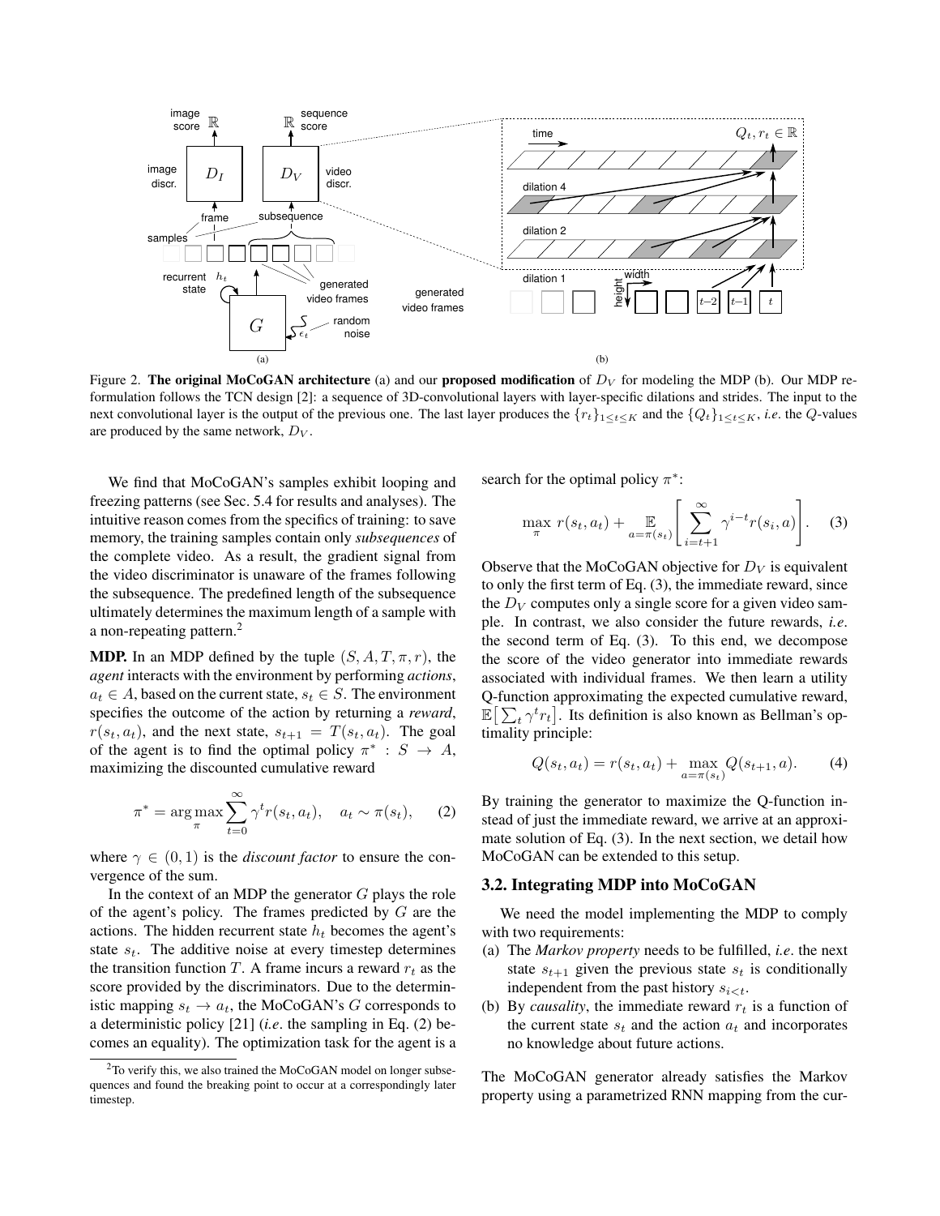Figure 2. **The original MoCoGAN architecture** (a) and our **proposed modification** of $D_V$ for modeling the MDP (b). Our MDP reformulation follows the TCN design [2]: a sequence of 3D-convolutional layers with layer-specific dilations and strides. The input to the next convolutional layer is the output of the previous one. The last layer produces the $\{r_t\}_{1 \le t \le K}$ and the $\{Q_t\}_{1 \le t \le K}$, *i.e.* the $Q$-values are produced by the same network, $D_V$.

We find that MoCoGAN's samples exhibit looping and freezing patterns (see Sec. 5.4 for results and analyses). The intuitive reason comes from the specifics of training: to save memory, the training samples contain only *subsequences* of the complete video. As a result, the gradient signal from the video discriminator is unaware of the frames following the subsequence. The predefined length of the subsequence ultimately determines the maximum length of a sample with a non-repeating pattern.[2]

**MDP.** In an MDP defined by the tuple $(S, A, T, \pi, r)$, the *agent* interacts with the environment by performing *actions*, $a_t \in A$, based on the current state, $s_t \in S$. The environment specifies the outcome of the action by returning a *reward*, $r(s_t, a_t)$, and the next state, $s_{t+1} = T(s_t, a_t)$. The goal of the agent is to find the optimal policy $\pi^* : S \to A$, maximizing the discounted cumulative reward

$$\pi^* = \arg\max_\pi \sum_{t=0}^{\infty} \gamma^t r(s_t, a_t), \quad a_t \sim \pi(s_t), \tag{2}$$

where $\gamma \in (0, 1)$ is the *discount factor* to ensure the convergence of the sum.

In the context of an MDP the generator $G$ plays the role of the agent's policy. The frames predicted by $G$ are the actions. The hidden recurrent state $h_t$ becomes the agent's state $s_t$. The additive noise at every timestep determines the transition function $T$. A frame incurs a reward $r_t$ as the score provided by the discriminators. Due to the deterministic mapping $s_t \to a_t$, the MoCoGAN's $G$ corresponds to a deterministic policy [21] (*i.e.* the sampling in Eq. (2) becomes an equality). The optimization task for the agent is a search for the optimal policy $\pi^*$:

$$\max_\pi \; r(s_t, a_t) + \mathop{\mathbb{E}}_{a=\pi(s_t)} \left[ \sum_{i=t+1}^{\infty} \gamma^{i-t} r(s_i, a) \right]. \tag{3}$$

Observe that the MoCoGAN objective for $D_V$ is equivalent to only the first term of Eq. (3), the immediate reward, since the $D_V$ computes only a single score for a given video sample. In contrast, we also consider the future rewards, *i.e.* the second term of Eq. (3). To this end, we decompose the score of the video generator into immediate rewards associated with individual frames. We then learn a utility Q-function approximating the expected cumulative reward, $\mathbb{E}\big[\sum_t \gamma^t r_t\big]$. Its definition is also known as Bellman's optimality principle:

$$Q(s_t, a_t) = r(s_t, a_t) + \max_{a=\pi(s_t)} Q(s_{t+1}, a). \tag{4}$$

By training the generator to maximize the Q-function instead of just the immediate reward, we arrive at an approximate solution of Eq. (3). In the next section, we detail how MoCoGAN can be extended to this setup.

### 3.2. Integrating MDP into MoCoGAN

We need the model implementing the MDP to comply with two requirements:

(a) The *Markov property* needs to be fulfilled, *i.e.* the next state $s_{t+1}$ given the previous state $s_t$ is conditionally independent from the past history $s_{i<t}$.

(b) By *causality*, the immediate reward $r_t$ is a function of the current state $s_t$ and the action $a_t$ and incorporates no knowledge about future actions.

The MoCoGAN generator already satisfies the Markov property using a parametrized RNN mapping from the cur-

[2] To verify this, we also trained the MoCoGAN model on longer subsequences and found the breaking point to occur at a correspondingly later timestep.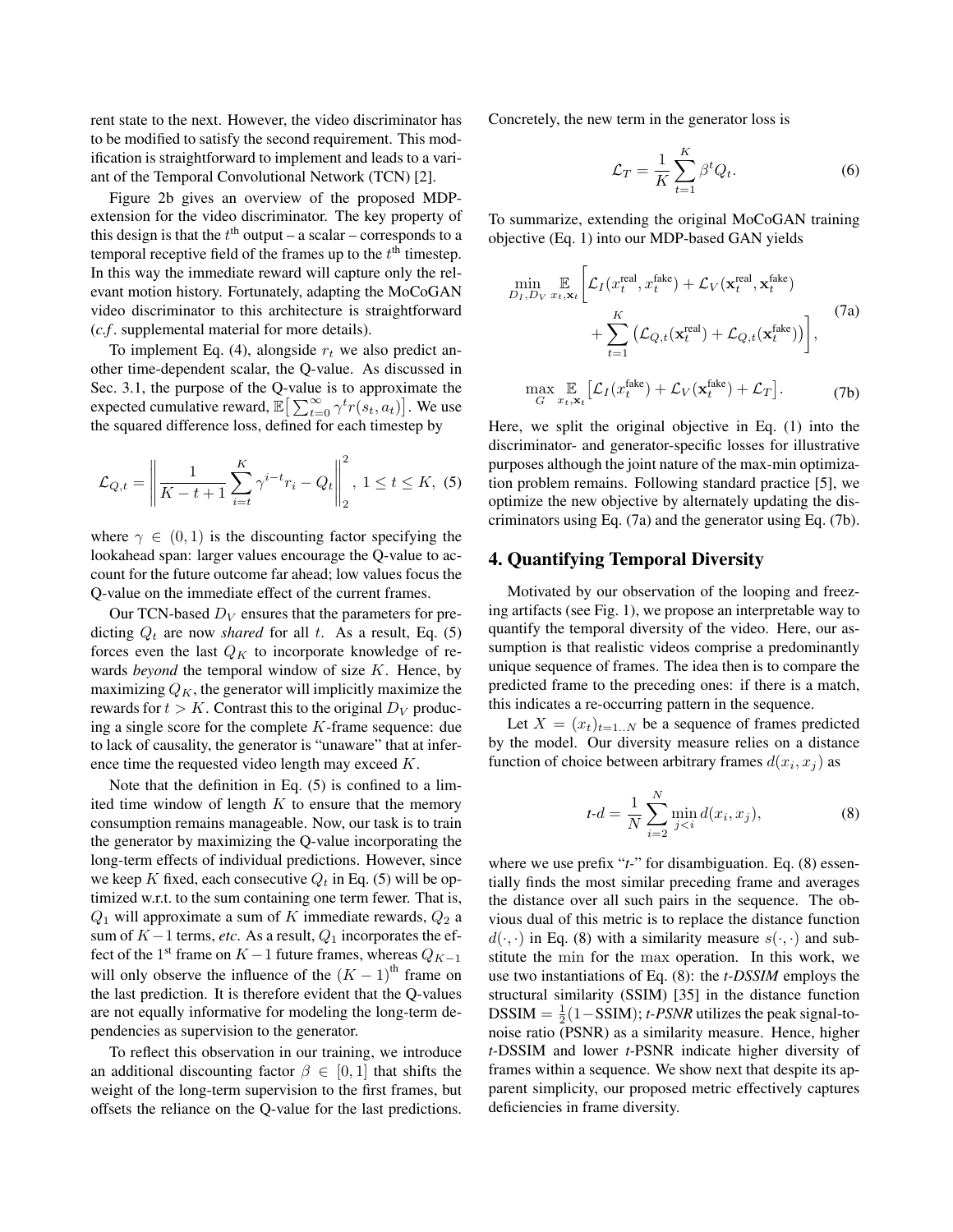rent state to the next. However, the video discriminator has to be modified to satisfy the second requirement. This modification is straightforward to implement and leads to a variant of the Temporal Convolutional Network (TCN) [2].

Figure 2b gives an overview of the proposed MDP-extension for the video discriminator. The key property of this design is that the $t^{\text{th}}$ output – a scalar – corresponds to a temporal receptive field of the frames up to the $t^{\text{th}}$ timestep. In this way the immediate reward will capture only the relevant motion history. Fortunately, adapting the MoCoGAN video discriminator to this architecture is straightforward (*c.f.* supplemental material for more details).

To implement Eq. (4), alongside $r_t$ we also predict another time-dependent scalar, the Q-value. As discussed in Sec. 3.1, the purpose of the Q-value is to approximate the expected cumulative reward, $\mathbb{E}\big[\sum_{t=0}^{\infty}\gamma^t r(s_t, a_t)\big]$. We use the squared difference loss, defined for each timestep by

$$\mathcal{L}_{Q,t} = \left\| \frac{1}{K-t+1} \sum_{i=t}^{K} \gamma^{i-t} r_i - Q_t \right\|_2^2, \ 1 \leq t \leq K, \quad (5)$$

where $\gamma \in (0, 1)$ is the discounting factor specifying the lookahead span: larger values encourage the Q-value to account for the future outcome far ahead; low values focus the Q-value on the immediate effect of the current frames.

Our TCN-based $D_V$ ensures that the parameters for predicting $Q_t$ are now *shared* for all $t$. As a result, Eq. (5) forces even the last $Q_K$ to incorporate knowledge of rewards *beyond* the temporal window of size $K$. Hence, by maximizing $Q_K$, the generator will implicitly maximize the rewards for $t > K$. Contrast this to the original $D_V$ producing a single score for the complete $K$-frame sequence: due to lack of causality, the generator is "unaware" that at inference time the requested video length may exceed $K$.

Note that the definition in Eq. (5) is confined to a limited time window of length $K$ to ensure that the memory consumption remains manageable. Now, our task is to train the generator by maximizing the Q-value incorporating the long-term effects of individual predictions. However, since we keep $K$ fixed, each consecutive $Q_t$ in Eq. (5) will be optimized w.r.t. to the sum containing one term fewer. That is, $Q_1$ will approximate a sum of $K$ immediate rewards, $Q_2$ a sum of $K-1$ terms, *etc*. As a result, $Q_1$ incorporates the effect of the $1^{\text{st}}$ frame on $K-1$ future frames, whereas $Q_{K-1}$ will only observe the influence of the $(K-1)^{\text{th}}$ frame on the last prediction. It is therefore evident that the Q-values are not equally informative for modeling the long-term dependencies as supervision to the generator.

To reflect this observation in our training, we introduce an additional discounting factor $\beta \in [0, 1]$ that shifts the weight of the long-term supervision to the first frames, but offsets the reliance on the Q-value for the last predictions. Concretely, the new term in the generator loss is

$$\mathcal{L}_T = \frac{1}{K} \sum_{t=1}^{K} \beta^t Q_t. \quad (6)$$

To summarize, extending the original MoCoGAN training objective (Eq. 1) into our MDP-based GAN yields

$$\min_{D_I, D_V} \mathop{\mathbb{E}}_{x_t, \mathbf{x}_t} \Bigg[ \mathcal{L}_I(x_t^{\text{real}}, x_t^{\text{fake}}) + \mathcal{L}_V(\mathbf{x}_t^{\text{real}}, \mathbf{x}_t^{\text{fake}}) + \sum_{t=1}^{K} \big( \mathcal{L}_{Q,t}(\mathbf{x}_t^{\text{real}}) + \mathcal{L}_{Q,t}(\mathbf{x}_t^{\text{fake}}) \big) \Bigg], \quad (7a)$$

$$\max_{G} \mathop{\mathbb{E}}_{x_t, \mathbf{x}_t} \big[ \mathcal{L}_I(x_t^{\text{fake}}) + \mathcal{L}_V(\mathbf{x}_t^{\text{fake}}) + \mathcal{L}_T \big]. \quad (7b)$$

Here, we split the original objective in Eq. (1) into the discriminator- and generator-specific losses for illustrative purposes although the joint nature of the max-min optimization problem remains. Following standard practice [5], we optimize the new objective by alternately updating the discriminators using Eq. (7a) and the generator using Eq. (7b).

## 4. Quantifying Temporal Diversity

Motivated by our observation of the looping and freezing artifacts (see Fig. 1), we propose an interpretable way to quantify the temporal diversity of the video. Here, our assumption is that realistic videos comprise a predominantly unique sequence of frames. The idea then is to compare the predicted frame to the preceding ones: if there is a match, this indicates a re-occurring pattern in the sequence.

Let $X = (x_t)_{t=1..N}$ be a sequence of frames predicted by the model. Our diversity measure relies on a distance function of choice between arbitrary frames $d(x_i, x_j)$ as

$$t\text{-}d = \frac{1}{N} \sum_{i=2}^{N} \min_{j<i} d(x_i, x_j), \quad (8)$$

where we use prefix "*t*-" for disambiguation. Eq. (8) essentially finds the most similar preceding frame and averages the distance over all such pairs in the sequence. The obvious dual of this metric is to replace the distance function $d(\cdot, \cdot)$ in Eq. (8) with a similarity measure $s(\cdot, \cdot)$ and substitute the $\min$ for the $\max$ operation. In this work, we use two instantiations of Eq. (8): the *t-DSSIM* employs the structural similarity (SSIM) [35] in the distance function $\text{DSSIM} = \frac{1}{2}(1-\text{SSIM})$; *t-PSNR* utilizes the peak signal-to-noise ratio (PSNR) as a similarity measure. Hence, higher *t*-DSSIM and lower *t*-PSNR indicate higher diversity of frames within a sequence. We show next that despite its apparent simplicity, our proposed metric effectively captures deficiencies in frame diversity.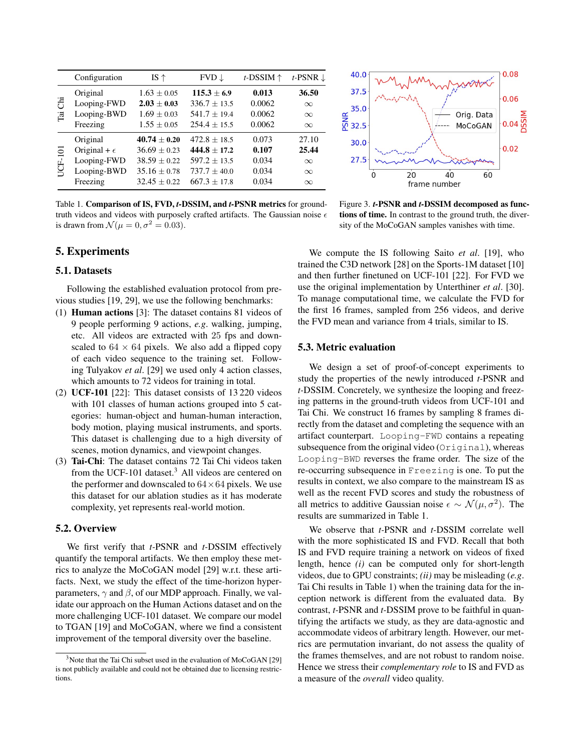| | Configuration | IS ↑ | FVD ↓ | *t*-DSSIM ↑ | *t*-PSNR ↓ |
|---|---|---|---|---|---|
| Tai Chi | Original | $1.63 \pm 0.05$ | $\mathbf{115.3 \pm 6.9}$ | **0.013** | **36.50** |
| | Looping-FWD | $\mathbf{2.03 \pm 0.03}$ | $336.7 \pm 13.5$ | 0.0062 | $\infty$ |
| | Looping-BWD | $1.69 \pm 0.03$ | $541.7 \pm 19.4$ | 0.0062 | $\infty$ |
| | Freezing | $1.55 \pm 0.05$ | $254.4 \pm 15.5$ | 0.0062 | $\infty$ |
| UCF-101 | Original | $\mathbf{40.74 \pm 0.20}$ | $472.8 \pm 18.5$ | 0.073 | 27.10 |
| | Original + $\epsilon$ | $36.69 \pm 0.23$ | $\mathbf{444.8 \pm 17.2}$ | **0.107** | **25.44** |
| | Looping-FWD | $38.59 \pm 0.22$ | $597.2 \pm 13.5$ | 0.034 | $\infty$ |
| | Looping-BWD | $35.16 \pm 0.78$ | $737.7 \pm 40.0$ | 0.034 | $\infty$ |
| | Freezing | $32.45 \pm 0.22$ | $667.3 \pm 17.8$ | 0.034 | $\infty$ |

Table 1. **Comparison of IS, FVD, *t*-DSSIM, and *t*-PSNR metrics** for ground-truth videos and videos with purposely crafted artifacts. The Gaussian noise $\epsilon$ is drawn from $\mathcal{N}(\mu = 0, \sigma^2 = 0.03)$.

Figure 3. ***t*-PSNR and *t*-DSSIM decomposed as functions of time.** In contrast to the ground truth, the diversity of the MoCoGAN samples vanishes with time.

## 5. Experiments

### 5.1. Datasets

Following the established evaluation protocol from previous studies [19, 29], we use the following benchmarks:

(1) **Human actions** [3]: The dataset contains 81 videos of 9 people performing 9 actions, *e.g.* walking, jumping, etc. All videos are extracted with 25 fps and downscaled to $64 \times 64$ pixels. We also add a flipped copy of each video sequence to the training set. Following Tulyakov *et al*. [29] we used only 4 action classes, which amounts to 72 videos for training in total.

(2) **UCF-101** [22]: This dataset consists of 13 220 videos with 101 classes of human actions grouped into 5 categories: human-object and human-human interaction, body motion, playing musical instruments, and sports. This dataset is challenging due to a high diversity of scenes, motion dynamics, and viewpoint changes.

(3) **Tai-Chi**: The dataset contains 72 Tai Chi videos taken from the UCF-101 dataset.[3] All videos are centered on the performer and downscaled to $64 \times 64$ pixels. We use this dataset for our ablation studies as it has moderate complexity, yet represents real-world motion.

### 5.2. Overview

We first verify that *t*-PSNR and *t*-DSSIM effectively quantify the temporal artifacts. We then employ these metrics to analyze the MoCoGAN model [29] w.r.t. these artifacts. Next, we study the effect of the time-horizon hyperparameters, $\gamma$ and $\beta$, of our MDP approach. Finally, we validate our approach on the Human Actions dataset and on the more challenging UCF-101 dataset. We compare our model to TGAN [19] and MoCoGAN, where we find a consistent improvement of the temporal diversity over the baseline.

[3] Note that the Tai Chi subset used in the evaluation of MoCoGAN [29] is not publicly available and could not be obtained due to licensing restrictions.

We compute the IS following Saito *et al*. [19], who trained the C3D network [28] on the Sports-1M dataset [10] and then further finetuned on UCF-101 [22]. For FVD we use the original implementation by Unterthiner *et al*. [30]. To manage computational time, we calculate the FVD for the first 16 frames, sampled from 256 videos, and derive the FVD mean and variance from 4 trials, similar to IS.

### 5.3. Metric evaluation

We design a set of proof-of-concept experiments to study the properties of the newly introduced *t*-PSNR and *t*-DSSIM. Concretely, we synthesize the looping and freezing patterns in the ground-truth videos from UCF-101 and Tai Chi. We construct 16 frames by sampling 8 frames directly from the dataset and completing the sequence with an artifact counterpart. `Looping-FWD` contains a repeating subsequence from the original video (`Original`), whereas `Looping-BWD` reverses the frame order. The size of the re-occurring subsequence in `Freezing` is one. To put the results in context, we also compare to the mainstream IS as well as the recent FVD scores and study the robustness of all metrics to additive Gaussian noise $\epsilon \sim \mathcal{N}(\mu, \sigma^2)$. The results are summarized in Table 1.

We observe that *t*-PSNR and *t*-DSSIM correlate well with the more sophisticated IS and FVD. Recall that both IS and FVD require training a network on videos of fixed length, hence *(i)* can be computed only for short-length videos, due to GPU constraints; *(ii)* may be misleading (*e.g.* Tai Chi results in Table 1) when the training data for the inception network is different from the evaluated data. By contrast, *t*-PSNR and *t*-DSSIM prove to be faithful in quantifying the artifacts we study, as they are data-agnostic and accommodate videos of arbitrary length. However, our metrics are permutation invariant, do not assess the quality of the frames themselves, and are not robust to random noise. Hence we stress their *complementary role* to IS and FVD as a measure of the *overall* video quality.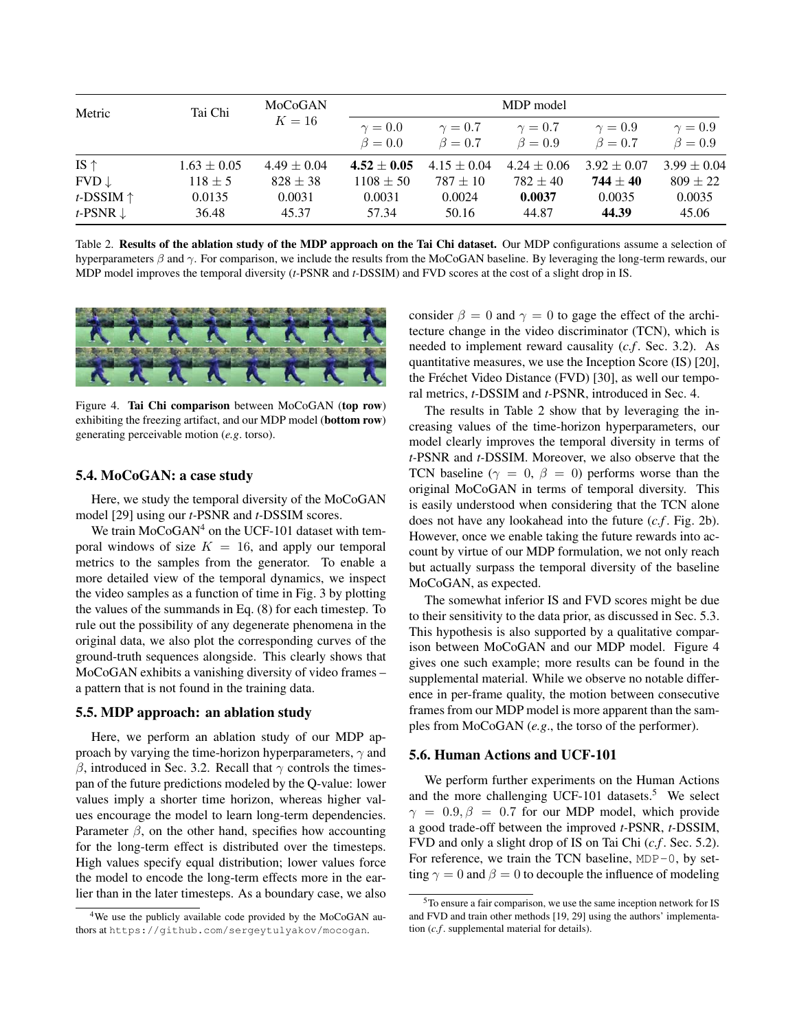| Metric | Tai Chi | MoCoGAN $K=16$ | MDP model | | | | |
|---|---|---|---|---|---|---|---|
| | | | $\gamma=0.0$ $\beta=0.0$ | $\gamma=0.7$ $\beta=0.7$ | $\gamma=0.7$ $\beta=0.9$ | $\gamma=0.9$ $\beta=0.7$ | $\gamma=0.9$ $\beta=0.9$ |
| IS ↑ | $1.63 \pm 0.05$ | $4.49 \pm 0.04$ | $\mathbf{4.52 \pm 0.05}$ | $4.15 \pm 0.04$ | $4.24 \pm 0.06$ | $3.92 \pm 0.07$ | $3.99 \pm 0.04$ |
| FVD ↓ | $118 \pm 5$ | $828 \pm 38$ | $1108 \pm 50$ | $787 \pm 10$ | $782 \pm 40$ | $\mathbf{744 \pm 40}$ | $809 \pm 22$ |
| *t*-DSSIM ↑ | 0.0135 | 0.0031 | 0.0031 | 0.0024 | **0.0037** | 0.0035 | 0.0035 |
| *t*-PSNR ↓ | 36.48 | 45.37 | 57.34 | 50.16 | 44.87 | **44.39** | 45.06 |

Table 2. **Results of the ablation study of the MDP approach on the Tai Chi dataset.** Our MDP configurations assume a selection of hyperparameters $\beta$ and $\gamma$. For comparison, we include the results from the MoCoGAN baseline. By leveraging the long-term rewards, our MDP model improves the temporal diversity (*t*-PSNR and *t*-DSSIM) and FVD scores at the cost of a slight drop in IS.

Figure 4. **Tai Chi comparison** between MoCoGAN (**top row**) exhibiting the freezing artifact, and our MDP model (**bottom row**) generating perceivable motion (*e.g*. torso).

### 5.4. MoCoGAN: a case study

Here, we study the temporal diversity of the MoCoGAN model [29] using our *t*-PSNR and *t*-DSSIM scores.

We train MoCoGAN[4] on the UCF-101 dataset with temporal windows of size $K = 16$, and apply our temporal metrics to the samples from the generator. To enable a more detailed view of the temporal dynamics, we inspect the video samples as a function of time in Fig. 3 by plotting the values of the summands in Eq. (8) for each timestep. To rule out the possibility of any degenerate phenomena in the original data, we also plot the corresponding curves of the ground-truth sequences alongside. This clearly shows that MoCoGAN exhibits a vanishing diversity of video frames – a pattern that is not found in the training data.

### 5.5. MDP approach: an ablation study

Here, we perform an ablation study of our MDP approach by varying the time-horizon hyperparameters, $\gamma$ and $\beta$, introduced in Sec. 3.2. Recall that $\gamma$ controls the timespan of the future predictions modeled by the Q-value: lower values imply a shorter time horizon, whereas higher values encourage the model to learn long-term dependencies. Parameter $\beta$, on the other hand, specifies how accounting for the long-term effect is distributed over the timesteps. High values specify equal distribution; lower values force the model to encode the long-term effects more in the earlier than in the later timesteps. As a boundary case, we also consider $\beta = 0$ and $\gamma = 0$ to gage the effect of the architecture change in the video discriminator (TCN), which is needed to implement reward causality (*c.f*. Sec. 3.2). As quantitative measures, we use the Inception Score (IS) [20], the Fréchet Video Distance (FVD) [30], as well our temporal metrics, *t*-DSSIM and *t*-PSNR, introduced in Sec. 4.

The results in Table 2 show that by leveraging the increasing values of the time-horizon hyperparameters, our model clearly improves the temporal diversity in terms of *t*-PSNR and *t*-DSSIM. Moreover, we also observe that the TCN baseline ($\gamma = 0$, $\beta = 0$) performs worse than the original MoCoGAN in terms of temporal diversity. This is easily understood when considering that the TCN alone does not have any lookahead into the future (*c.f*. Fig. 2b). However, once we enable taking the future rewards into account by virtue of our MDP formulation, we not only reach but actually surpass the temporal diversity of the baseline MoCoGAN, as expected.

The somewhat inferior IS and FVD scores might be due to their sensitivity to the data prior, as discussed in Sec. 5.3. This hypothesis is also supported by a qualitative comparison between MoCoGAN and our MDP model. Figure 4 gives one such example; more results can be found in the supplemental material. While we observe no notable difference in per-frame quality, the motion between consecutive frames from our MDP model is more apparent than the samples from MoCoGAN (*e.g*., the torso of the performer).

### 5.6. Human Actions and UCF-101

We perform further experiments on the Human Actions and the more challenging UCF-101 datasets.[5] We select $\gamma = 0.9, \beta = 0.7$ for our MDP model, which provide a good trade-off between the improved *t*-PSNR, *t*-DSSIM, FVD and only a slight drop of IS on Tai Chi (*c.f*. Sec. 5.2). For reference, we train the TCN baseline, `MDP-0`, by setting $\gamma = 0$ and $\beta = 0$ to decouple the influence of modeling

[4] We use the publicly available code provided by the MoCoGAN authors at `https://github.com/sergeytulyakov/mocogan`.

[5] To ensure a fair comparison, we use the same inception network for IS and FVD and train other methods [19, 29] using the authors' implementation (*c.f*. supplemental material for details).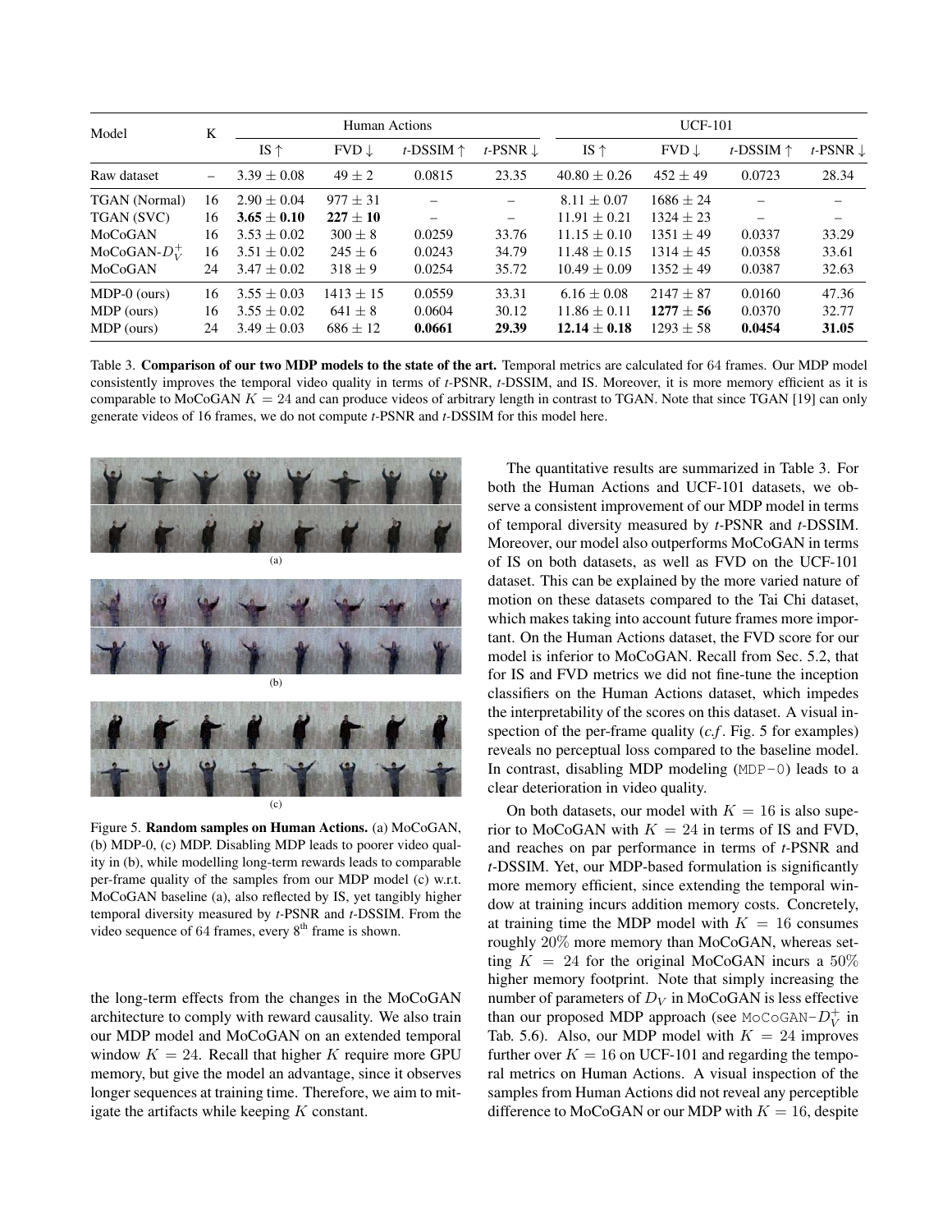| Model | K | Human Actions | | | | UCF-101 | | | |
|---|---|---|---|---|---|---|---|---|---|
| | | IS ↑ | FVD ↓ | *t*-DSSIM ↑ | *t*-PSNR ↓ | IS ↑ | FVD ↓ | *t*-DSSIM ↑ | *t*-PSNR ↓ |
| Raw dataset | – | $3.39 \pm 0.08$ | $49 \pm 2$ | 0.0815 | 23.35 | $40.80 \pm 0.26$ | $452 \pm 49$ | 0.0723 | 28.34 |
| TGAN (Normal) | 16 | $2.90 \pm 0.04$ | $977 \pm 31$ | – | – | $8.11 \pm 0.07$ | $1686 \pm 24$ | – | – |
| TGAN (SVC) | 16 | $\mathbf{3.65 \pm 0.10}$ | $\mathbf{227 \pm 10}$ | – | – | $11.91 \pm 0.21$ | $1324 \pm 23$ | – | – |
| MoCoGAN | 16 | $3.53 \pm 0.02$ | $300 \pm 8$ | 0.0259 | 33.76 | $11.15 \pm 0.10$ | $1351 \pm 49$ | 0.0337 | 33.29 |
| MoCoGAN-$D_V^+$ | 16 | $3.51 \pm 0.02$ | $245 \pm 6$ | 0.0243 | 34.79 | $11.48 \pm 0.15$ | $1314 \pm 45$ | 0.0358 | 33.61 |
| MoCoGAN | 24 | $3.47 \pm 0.02$ | $318 \pm 9$ | 0.0254 | 35.72 | $10.49 \pm 0.09$ | $1352 \pm 49$ | 0.0387 | 32.63 |
| MDP-0 (ours) | 16 | $3.55 \pm 0.03$ | $1413 \pm 15$ | 0.0559 | 33.31 | $6.16 \pm 0.08$ | $2147 \pm 87$ | 0.0160 | 47.36 |
| MDP (ours) | 16 | $3.55 \pm 0.02$ | $641 \pm 8$ | 0.0604 | 30.12 | $11.86 \pm 0.11$ | $\mathbf{1277 \pm 56}$ | 0.0370 | 32.77 |
| MDP (ours) | 24 | $3.49 \pm 0.03$ | $686 \pm 12$ | **0.0661** | **29.39** | $\mathbf{12.14 \pm 0.18}$ | $1293 \pm 58$ | **0.0454** | **31.05** |

Table 3. **Comparison of our two MDP models to the state of the art.** Temporal metrics are calculated for 64 frames. Our MDP model consistently improves the temporal video quality in terms of *t*-PSNR, *t*-DSSIM, and IS. Moreover, it is more memory efficient as it is comparable to MoCoGAN $K = 24$ and can produce videos of arbitrary length in contrast to TGAN. Note that since TGAN [19] can only generate videos of 16 frames, we do not compute *t*-PSNR and *t*-DSSIM for this model here.

(a)

(b)

(c)

Figure 5. **Random samples on Human Actions.** (a) MoCoGAN, (b) MDP-0, (c) MDP. Disabling MDP leads to poorer video quality in (b), while modelling long-term rewards leads to comparable per-frame quality of the samples from our MDP model (c) w.r.t. MoCoGAN baseline (a), also reflected by IS, yet tangibly higher temporal diversity measured by *t*-PSNR and *t*-DSSIM. From the video sequence of 64 frames, every 8th frame is shown.

the long-term effects from the changes in the MoCoGAN architecture to comply with reward causality. We also train our MDP model and MoCoGAN on an extended temporal window $K = 24$. Recall that higher $K$ require more GPU memory, but give the model an advantage, since it observes longer sequences at training time. Therefore, we aim to mitigate the artifacts while keeping $K$ constant.

The quantitative results are summarized in Table 3. For both the Human Actions and UCF-101 datasets, we observe a consistent improvement of our MDP model in terms of temporal diversity measured by *t*-PSNR and *t*-DSSIM. Moreover, our model also outperforms MoCoGAN in terms of IS on both datasets, as well as FVD on the UCF-101 dataset. This can be explained by the more varied nature of motion on these datasets compared to the Tai Chi dataset, which makes taking into account future frames more important. On the Human Actions dataset, the FVD score for our model is inferior to MoCoGAN. Recall from Sec. 5.2, that for IS and FVD metrics we did not fine-tune the inception classifiers on the Human Actions dataset, which impedes the interpretability of the scores on this dataset. A visual inspection of the per-frame quality (*c.f*. Fig. 5 for examples) reveals no perceptual loss compared to the baseline model. In contrast, disabling MDP modeling (`MDP-0`) leads to a clear deterioration in video quality.

On both datasets, our model with $K = 16$ is also superior to MoCoGAN with $K = 24$ in terms of IS and FVD, and reaches on par performance in terms of *t*-PSNR and *t*-DSSIM. Yet, our MDP-based formulation is significantly more memory efficient, since extending the temporal window at training time incurs addition memory costs. Concretely, at training time the MDP model with $K = 16$ consumes roughly $20\%$ more memory than MoCoGAN, whereas setting $K = 24$ for the original MoCoGAN incurs a $50\%$ higher memory footprint. Note that simply increasing the number of parameters of $D_V$ in MoCoGAN is less effective than our proposed MDP approach (see `MoCoGAN`-$D_V^+$ in Tab. 5.6). Also, our MDP model with $K = 24$ improves further over $K = 16$ on UCF-101 and regarding the temporal metrics on Human Actions. A visual inspection of the samples from Human Actions did not reveal any perceptible difference to MoCoGAN or our MDP with $K = 16$, despite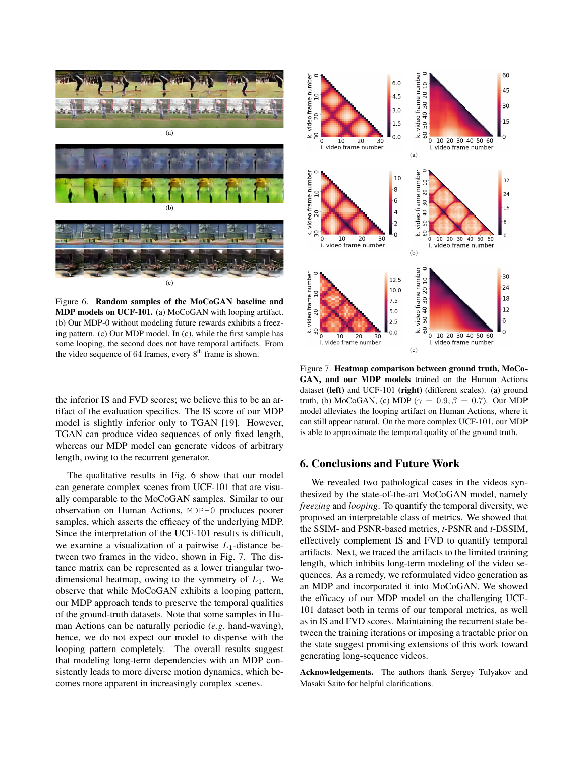Figure 6. **Random samples of the MoCoGAN baseline and MDP models on UCF-101.** (a) MoCoGAN with looping artifact. (b) Our MDP-0 without modeling future rewards exhibits a freezing pattern. (c) Our MDP model. In (c), while the first sample has some looping, the second does not have temporal artifacts. From the video sequence of 64 frames, every 8[th] frame is shown.

the inferior IS and FVD scores; we believe this to be an artifact of the evaluation specifics. The IS score of our MDP model is slightly inferior only to TGAN [19]. However, TGAN can produce video sequences of only fixed length, whereas our MDP model can generate videos of arbitrary length, owing to the recurrent generator.

The qualitative results in Fig. 6 show that our model can generate complex scenes from UCF-101 that are visually comparable to the MoCoGAN samples. Similar to our observation on Human Actions, `MDP-0` produces poorer samples, which asserts the efficacy of the underlying MDP. Since the interpretation of the UCF-101 results is difficult, we examine a visualization of a pairwise $L_1$-distance between two frames in the video, shown in Fig. 7. The distance matrix can be represented as a lower triangular two-dimensional heatmap, owing to the symmetry of $L_1$. We observe that while MoCoGAN exhibits a looping pattern, our MDP approach tends to preserve the temporal qualities of the ground-truth datasets. Note that some samples in Human Actions can be naturally periodic (*e.g.* hand-waving), hence, we do not expect our model to dispense with the looping pattern completely. The overall results suggest that modeling long-term dependencies with an MDP consistently leads to more diverse motion dynamics, which becomes more apparent in increasingly complex scenes.

Figure 7. **Heatmap comparison between ground truth, MoCoGAN, and our MDP models** trained on the Human Actions dataset **(left)** and UCF-101 **(right)** (different scales). (a) ground truth, (b) MoCoGAN, (c) MDP ($\gamma = 0.9, \beta = 0.7$). Our MDP model alleviates the looping artifact on Human Actions, where it can still appear natural. On the more complex UCF-101, our MDP is able to approximate the temporal quality of the ground truth.

## 6. Conclusions and Future Work

We revealed two pathological cases in the videos synthesized by the state-of-the-art MoCoGAN model, namely *freezing* and *looping*. To quantify the temporal diversity, we proposed an interpretable class of metrics. We showed that the SSIM- and PSNR-based metrics, *t*-PSNR and *t*-DSSIM, effectively complement IS and FVD to quantify temporal artifacts. Next, we traced the artifacts to the limited training length, which inhibits long-term modeling of the video sequences. As a remedy, we reformulated video generation as an MDP and incorporated it into MoCoGAN. We showed the efficacy of our MDP model on the challenging UCF-101 dataset both in terms of our temporal metrics, as well as in IS and FVD scores. Maintaining the recurrent state between the training iterations or imposing a tractable prior on the state suggest promising extensions of this work toward generating long-sequence videos.

**Acknowledgements.** The authors thank Sergey Tulyakov and Masaki Saito for helpful clarifications.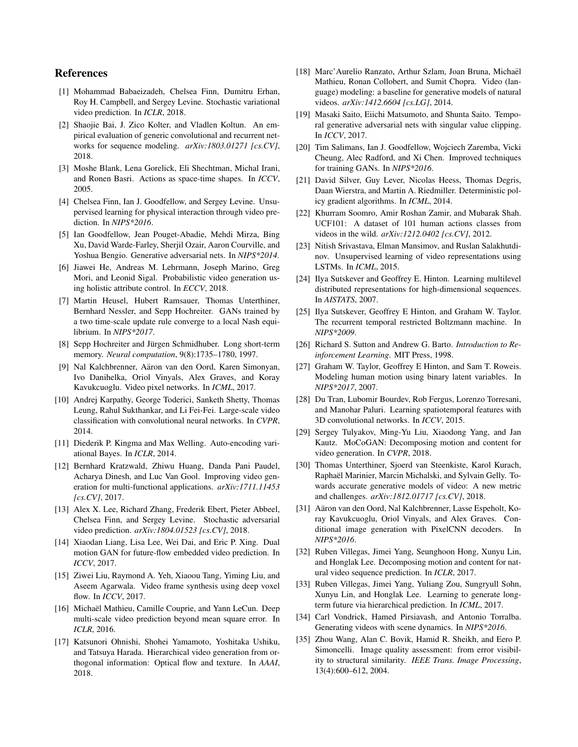## References

[1] Mohammad Babaeizadeh, Chelsea Finn, Dumitru Erhan, Roy H. Campbell, and Sergey Levine. Stochastic variational video prediction. In *ICLR*, 2018.

[2] Shaojie Bai, J. Zico Kolter, and Vladlen Koltun. An empirical evaluation of generic convolutional and recurrent networks for sequence modeling. *arXiv:1803.01271 [cs.CV]*, 2018.

[3] Moshe Blank, Lena Gorelick, Eli Shechtman, Michal Irani, and Ronen Basri. Actions as space-time shapes. In *ICCV*, 2005.

[4] Chelsea Finn, Ian J. Goodfellow, and Sergey Levine. Unsupervised learning for physical interaction through video prediction. In *NIPS*2016*.

[5] Ian Goodfellow, Jean Pouget-Abadie, Mehdi Mirza, Bing Xu, David Warde-Farley, Sherjil Ozair, Aaron Courville, and Yoshua Bengio. Generative adversarial nets. In *NIPS*2014*.

[6] Jiawei He, Andreas M. Lehrmann, Joseph Marino, Greg Mori, and Leonid Sigal. Probabilistic video generation using holistic attribute control. In *ECCV*, 2018.

[7] Martin Heusel, Hubert Ramsauer, Thomas Unterthiner, Bernhard Nessler, and Sepp Hochreiter. GANs trained by a two time-scale update rule converge to a local Nash equilibrium. In *NIPS*2017*.

[8] Sepp Hochreiter and Jürgen Schmidhuber. Long short-term memory. *Neural computation*, 9(8):1735–1780, 1997.

[9] Nal Kalchbrenner, Aäron van den Oord, Karen Simonyan, Ivo Danihelka, Oriol Vinyals, Alex Graves, and Koray Kavukcuoglu. Video pixel networks. In *ICML*, 2017.

[10] Andrej Karpathy, George Toderici, Sanketh Shetty, Thomas Leung, Rahul Sukthankar, and Li Fei-Fei. Large-scale video classification with convolutional neural networks. In *CVPR*, 2014.

[11] Diederik P. Kingma and Max Welling. Auto-encoding variational Bayes. In *ICLR*, 2014.

[12] Bernhard Kratzwald, Zhiwu Huang, Danda Pani Paudel, Acharya Dinesh, and Luc Van Gool. Improving video generation for multi-functional applications. *arXiv:1711.11453 [cs.CV]*, 2017.

[13] Alex X. Lee, Richard Zhang, Frederik Ebert, Pieter Abbeel, Chelsea Finn, and Sergey Levine. Stochastic adversarial video prediction. *arXiv:1804.01523 [cs.CV]*, 2018.

[14] Xiaodan Liang, Lisa Lee, Wei Dai, and Eric P. Xing. Dual motion GAN for future-flow embedded video prediction. In *ICCV*, 2017.

[15] Ziwei Liu, Raymond A. Yeh, Xiaoou Tang, Yiming Liu, and Aseem Agarwala. Video frame synthesis using deep voxel flow. In *ICCV*, 2017.

[16] Michaël Mathieu, Camille Couprie, and Yann LeCun. Deep multi-scale video prediction beyond mean square error. In *ICLR*, 2016.

[17] Katsunori Ohnishi, Shohei Yamamoto, Yoshitaka Ushiku, and Tatsuya Harada. Hierarchical video generation from orthogonal information: Optical flow and texture. In *AAAI*, 2018.

[18] Marc'Aurelio Ranzato, Arthur Szlam, Joan Bruna, Michaël Mathieu, Ronan Collobert, and Sumit Chopra. Video (language) modeling: a baseline for generative models of natural videos. *arXiv:1412.6604 [cs.LG]*, 2014.

[19] Masaki Saito, Eiichi Matsumoto, and Shunta Saito. Temporal generative adversarial nets with singular value clipping. In *ICCV*, 2017.

[20] Tim Salimans, Ian J. Goodfellow, Wojciech Zaremba, Vicki Cheung, Alec Radford, and Xi Chen. Improved techniques for training GANs. In *NIPS*2016*.

[21] David Silver, Guy Lever, Nicolas Heess, Thomas Degris, Daan Wierstra, and Martin A. Riedmiller. Deterministic policy gradient algorithms. In *ICML*, 2014.

[22] Khurram Soomro, Amir Roshan Zamir, and Mubarak Shah. UCF101: A dataset of 101 human actions classes from videos in the wild. *arXiv:1212.0402 [cs.CV]*, 2012.

[23] Nitish Srivastava, Elman Mansimov, and Ruslan Salakhutdinov. Unsupervised learning of video representations using LSTMs. In *ICML*, 2015.

[24] Ilya Sutskever and Geoffrey E. Hinton. Learning multilevel distributed representations for high-dimensional sequences. In *AISTATS*, 2007.

[25] Ilya Sutskever, Geoffrey E Hinton, and Graham W. Taylor. The recurrent temporal restricted Boltzmann machine. In *NIPS*2009*.

[26] Richard S. Sutton and Andrew G. Barto. *Introduction to Reinforcement Learning*. MIT Press, 1998.

[27] Graham W. Taylor, Geoffrey E Hinton, and Sam T. Roweis. Modeling human motion using binary latent variables. In *NIPS*2017*, 2007.

[28] Du Tran, Lubomir Bourdev, Rob Fergus, Lorenzo Torresani, and Manohar Paluri. Learning spatiotemporal features with 3D convolutional networks. In *ICCV*, 2015.

[29] Sergey Tulyakov, Ming-Yu Liu, Xiaodong Yang, and Jan Kautz. MoCoGAN: Decomposing motion and content for video generation. In *CVPR*, 2018.

[30] Thomas Unterthiner, Sjoerd van Steenkiste, Karol Kurach, Raphaël Marinier, Marcin Michalski, and Sylvain Gelly. Towards accurate generative models of video: A new metric and challenges. *arXiv:1812.01717 [cs.CV]*, 2018.

[31] Aäron van den Oord, Nal Kalchbrenner, Lasse Espeholt, Koray Kavukcuoglu, Oriol Vinyals, and Alex Graves. Conditional image generation with PixelCNN decoders. In *NIPS*2016*.

[32] Ruben Villegas, Jimei Yang, Seunghoon Hong, Xunyu Lin, and Honglak Lee. Decomposing motion and content for natural video sequence prediction. In *ICLR*, 2017.

[33] Ruben Villegas, Jimei Yang, Yuliang Zou, Sungryull Sohn, Xunyu Lin, and Honglak Lee. Learning to generate long-term future via hierarchical prediction. In *ICML*, 2017.

[34] Carl Vondrick, Hamed Pirsiavash, and Antonio Torralba. Generating videos with scene dynamics. In *NIPS*2016*.

[35] Zhou Wang, Alan C. Bovik, Hamid R. Sheikh, and Eero P. Simoncelli. Image quality assessment: from error visibility to structural similarity. *IEEE Trans. Image Processing*, 13(4):600–612, 2004.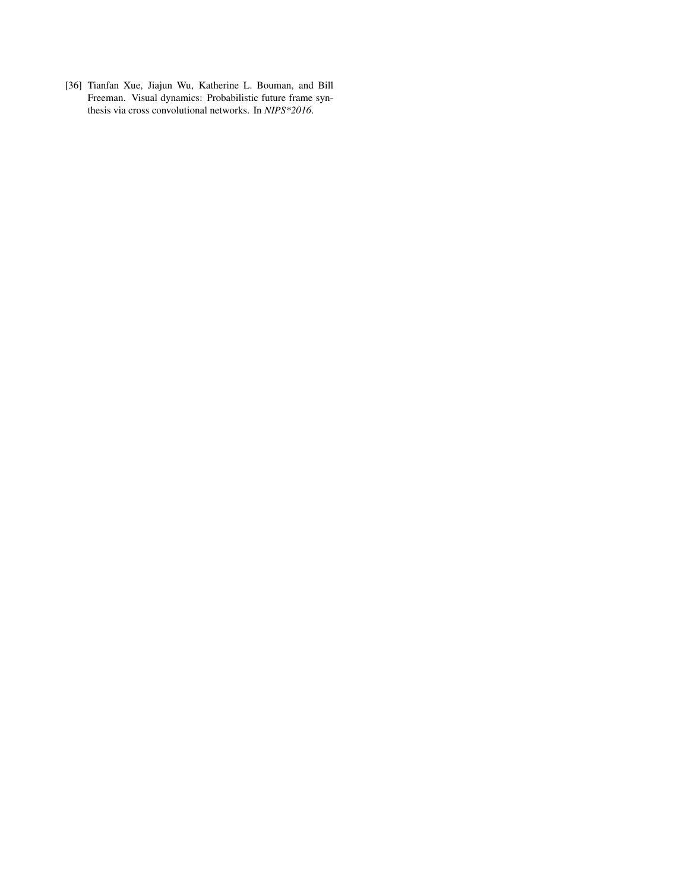[36] Tianfan Xue, Jiajun Wu, Katherine L. Bouman, and Bill Freeman. Visual dynamics: Probabilistic future frame synthesis via cross convolutional networks. In *NIPS*2016*.